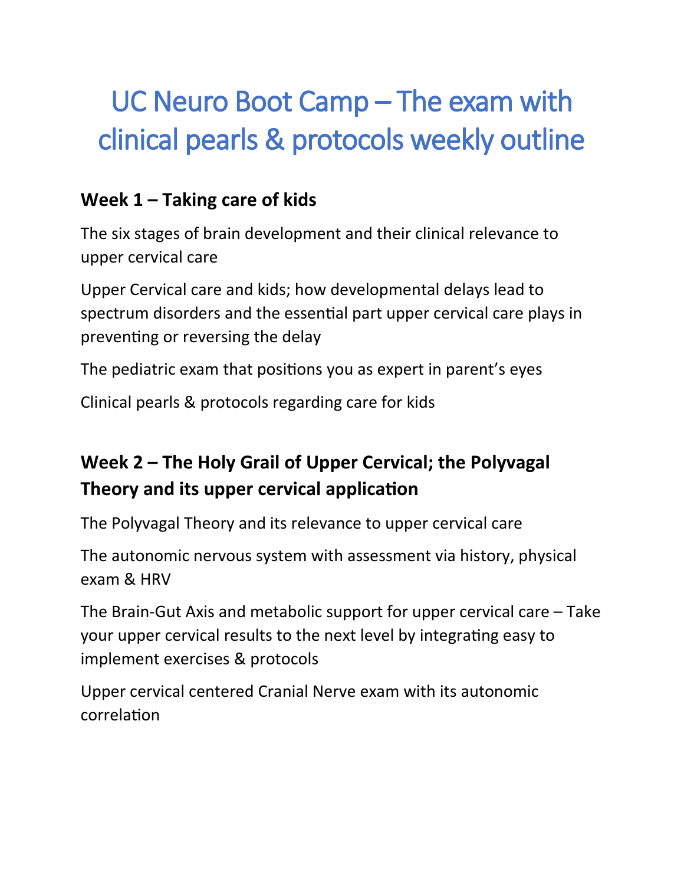# UC Neuro Boot Camp – The exam with clinical pearls & protocols weekly outline

## Week 1 – Taking care of kids

The six stages of brain development and their clinical relevance to upper cervical care

Upper Cervical care and kids; how developmental delays lead to spectrum disorders and the essential part upper cervical care plays in preventing or reversing the delay

The pediatric exam that positions you as expert in parent's eyes

Clinical pearls & protocols regarding care for kids

## Week 2 – The Holy Grail of Upper Cervical; the Polyvagal Theory and its upper cervical application

The Polyvagal Theory and its relevance to upper cervical care

The autonomic nervous system with assessment via history, physical exam & HRV

The Brain-Gut Axis and metabolic support for upper cervical care – Take your upper cervical results to the next level by integrating easy to implement exercises & protocols

Upper cervical centered Cranial Nerve exam with its autonomic correlation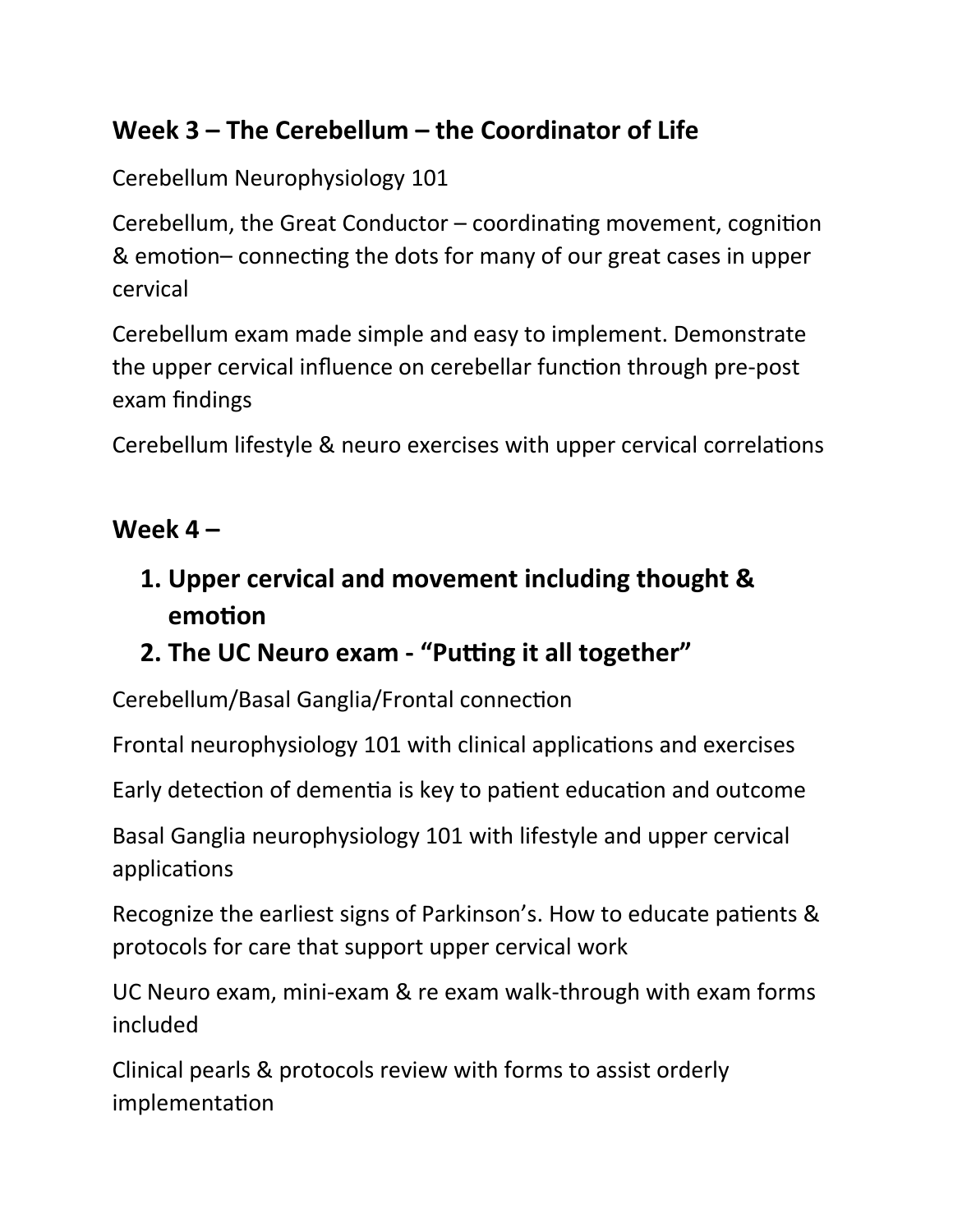## Week 3 – The Cerebellum – the Coordinator of Life

Cerebellum Neurophysiology 101

Cerebellum, the Great Conductor – coordinating movement, cognition & emotion– connecting the dots for many of our great cases in upper cervical

Cerebellum exam made simple and easy to implement. Demonstrate the upper cervical influence on cerebellar function through pre-post exam findings

Cerebellum lifestyle & neuro exercises with upper cervical correlations

## Week 4 –

1. **Upper cervical and movement including thought & emotion**
2. **The UC Neuro exam - "Putting it all together"**

Cerebellum/Basal Ganglia/Frontal connection

Frontal neurophysiology 101 with clinical applications and exercises

Early detection of dementia is key to patient education and outcome

Basal Ganglia neurophysiology 101 with lifestyle and upper cervical applications

Recognize the earliest signs of Parkinson's. How to educate patients & protocols for care that support upper cervical work

UC Neuro exam, mini-exam & re exam walk-through with exam forms included

Clinical pearls & protocols review with forms to assist orderly implementation